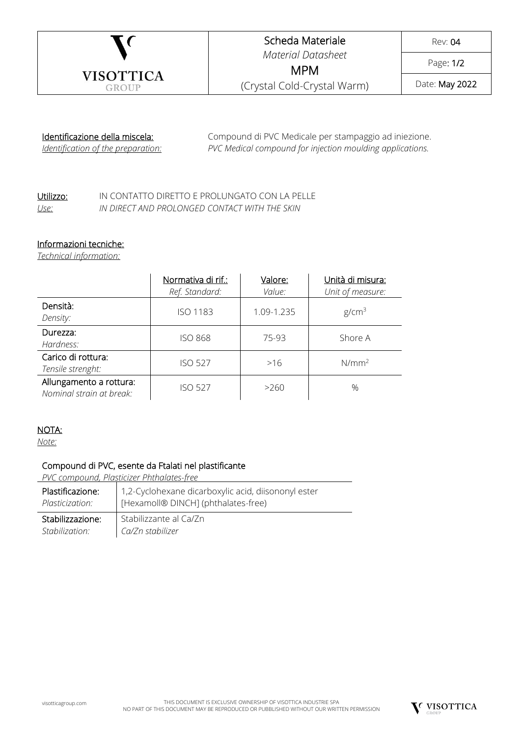| VISOTTICA GROUP | Scheda Materiale<br>*Material Datasheet*<br>MPM<br>(Crystal Cold-Crystal Warm) | Rev: **04** |
| --- | --- | --- |
| | | Page: **1/2** |
| | | Date: **May 2022** |

Identificazione della miscela: Compound di PVC Medicale per stampaggio ad iniezione.
*Identification of the preparation: PVC Medical compound for injection moulding applications.*

Utilizzo: IN CONTATTO DIRETTO E PROLUNGATO CON LA PELLE
*Use: IN DIRECT AND PROLONGED CONTACT WITH THE SKIN*

Informazioni tecniche:
*Technical information:*

| | Normativa di rif.:<br>*Ref. Standard:* | Valore:<br>*Value:* | Unità di misura:<br>*Unit of measure:* |
| --- | --- | --- | --- |
| Densità:<br>*Density:* | ISO 1183 | 1.09-1.235 | $g/cm^3$ |
| Durezza:<br>*Hardness:* | ISO 868 | 75-93 | Shore A |
| Carico di rottura:<br>*Tensile strenght:* | ISO 527 | >16 | $N/mm^2$ |
| Allungamento a rottura:<br>*Nominal strain at break:* | ISO 527 | >260 | % |

NOTA:
*Note:*

Compound di PVC, esente da Ftalati nel plastificante
*PVC compound, Plasticizer Phthalates-free*

| | |
| --- | --- |
| Plastificazione:<br>*Plasticization:* | 1,2-Cyclohexane dicarboxylic acid, diisononyl ester<br>[Hexamoll® DINCH] (phthalates-free) |
| Stabilizzazione:<br>*Stabilization:* | Stabilizzante al Ca/Zn<br>*Ca/Zn stabilizer* |

visotticagroup.com

THIS DOCUMENT IS EXCLUSIVE OWNERSHIP OF VISOTTICA INDUSTRIE SPA
NO PART OF THIS DOCUMENT MAY BE REPRODUCED OR PUBBLISHED WITHOUT OUR WRITTEN PERMISSION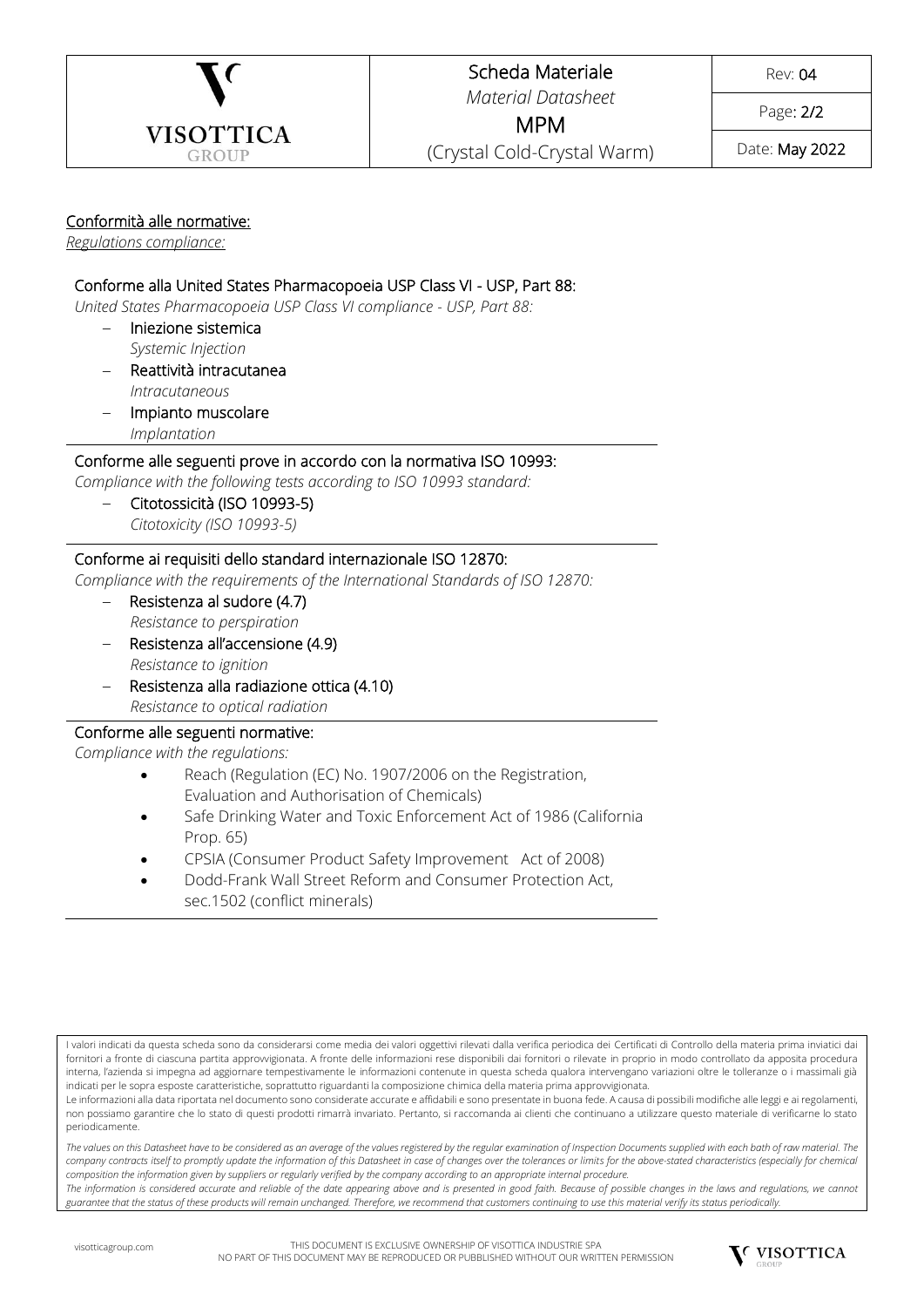## Conformità alle normative:

*Regulations compliance:*

### Conforme alla United States Pharmacopoeia USP Class VI - USP, Part 88:

*United States Pharmacopoeia USP Class VI compliance - USP, Part 88:*

- Iniezione sistemica
  *Systemic Injection*
- Reattività intracutanea
  *Intracutaneous*
- Impianto muscolare
  *Implantation*

### Conforme alle seguenti prove in accordo con la normativa ISO 10993:

*Compliance with the following tests according to ISO 10993 standard:*

- Citotossicità (ISO 10993-5)
  *Citotoxicity (ISO 10993-5)*

### Conforme ai requisiti dello standard internazionale ISO 12870:

*Compliance with the requirements of the International Standards of ISO 12870:*

- Resistenza al sudore (4.7)
  *Resistance to perspiration*
- Resistenza all'accensione (4.9)
  *Resistance to ignition*
- Resistenza alla radiazione ottica (4.10)
  *Resistance to optical radiation*

### Conforme alle seguenti normative:

*Compliance with the regulations:*

- Reach (Regulation (EC) No. 1907/2006 on the Registration, Evaluation and Authorisation of Chemicals)
- Safe Drinking Water and Toxic Enforcement Act of 1986 (California Prop. 65)
- CPSIA (Consumer Product Safety Improvement Act of 2008)
- Dodd-Frank Wall Street Reform and Consumer Protection Act, sec.1502 (conflict minerals)

I valori indicati da questa scheda sono da considerarsi come media dei valori oggettivi rilevati dalla verifica periodica dei Certificati di Controllo della materia prima inviatici dai fornitori a fronte di ciascuna partita approvvigionata. A fronte delle informazioni rese disponibili dai fornitori o rilevate in proprio in modo controllato da apposita procedura interna, l'azienda si impegna ad aggiornare tempestivamente le informazioni contenute in questa scheda qualora intervengano variazioni oltre le tolleranze o i massimali già indicati per le sopra esposte caratteristiche, soprattutto riguardanti la composizione chimica della materia prima approvvigionata.
Le informazioni alla data riportata nel documento sono considerate accurate e affidabili e sono presentate in buona fede. A causa di possibili modifiche alle leggi e ai regolamenti, non possiamo garantire che lo stato di questi prodotti rimarrà invariato. Pertanto, si raccomanda ai clienti che continuano a utilizzare questo materiale di verificarne lo stato periodicamente.

*The values on this Datasheet have to be considered as an average of the values registered by the regular examination of Inspection Documents supplied with each bath of raw material. The company contracts itself to promptly update the information of this Datasheet in case of changes over the tolerances or limits for the above-stated characteristics (especially for chemical composition the information given by suppliers or regularly verified by the company according to an appropriate internal procedure.*
*The information is considered accurate and reliable of the date appearing above and is presented in good faith. Because of possible changes in the laws and regulations, we cannot guarantee that the status of these products will remain unchanged. Therefore, we recommend that customers continuing to use this material verify its status periodically.*

THIS DOCUMENT IS EXCLUSIVE OWNERSHIP OF VISOTTICA INDUSTRIE SPA
NO PART OF THIS DOCUMENT MAY BE REPRODUCED OR PUBBLISHED WITHOUT OUR WRITTEN PERMISSION